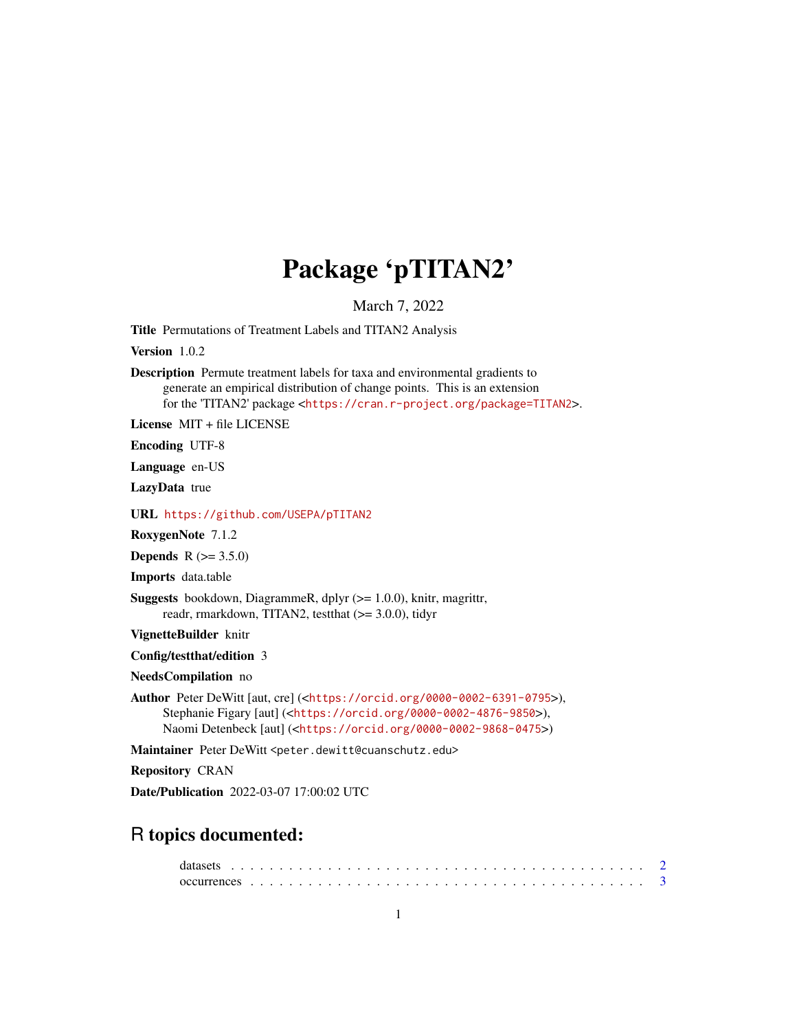# Package 'pTITAN2'

March 7, 2022

**Title** Permutations of Treatment Labels and TITAN2 Analysis

**Version** 1.0.2

**Description** Permute treatment labels for taxa and environmental gradients to generate an empirical distribution of change points. This is an extension for the 'TITAN2' package <https://cran.r-project.org/package=TITAN2>.

**License** MIT + file LICENSE

**Encoding** UTF-8

**Language** en-US

**LazyData** true

**URL** https://github.com/USEPA/pTITAN2

**RoxygenNote** 7.1.2

**Depends** R (>= 3.5.0)

**Imports** data.table

**Suggests** bookdown, DiagrammeR, dplyr (>= 1.0.0), knitr, magrittr, readr, rmarkdown, TITAN2, testthat (>= 3.0.0), tidyr

**VignetteBuilder** knitr

**Config/testthat/edition** 3

**NeedsCompilation** no

**Author** Peter DeWitt [aut, cre] (<https://orcid.org/0000-0002-6391-0795>), Stephanie Figary [aut] (<https://orcid.org/0000-0002-4876-9850>), Naomi Detenbeck [aut] (<https://orcid.org/0000-0002-9868-0475>)

**Maintainer** Peter DeWitt <peter.dewitt@cuanschutz.edu>

**Repository** CRAN

**Date/Publication** 2022-03-07 17:00:02 UTC

## R topics documented:

datasets . . . . . . . . . . . . . . . . . . . . . . . . . . . . . . . . . . . . . . . . . . 2
occurrences . . . . . . . . . . . . . . . . . . . . . . . . . . . . . . . . . . . . . . . . 3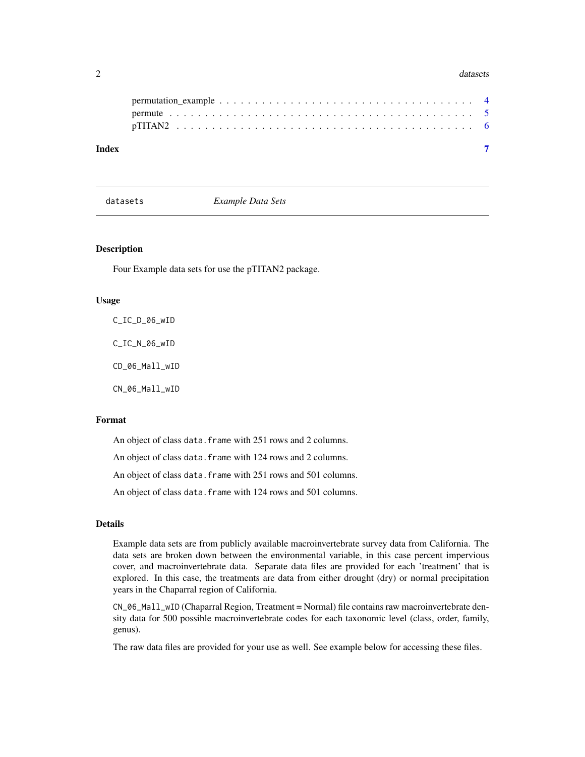permutation_example . . . . . . . . . . . . . . . . . . . . . . . . . . . . . . . . . . 4
permute . . . . . . . . . . . . . . . . . . . . . . . . . . . . . . . . . . . . . . . . . 5
pTITAN2 . . . . . . . . . . . . . . . . . . . . . . . . . . . . . . . . . . . . . . . . . 6

**Index** **7**

---

## datasets — *Example Data Sets*

### Description

Four Example data sets for use the pTITAN2 package.

### Usage

```
C_IC_D_06_wID

C_IC_N_06_wID

CD_06_Mall_wID

CN_06_Mall_wID
```

### Format

An object of class `data.frame` with 251 rows and 2 columns.

An object of class `data.frame` with 124 rows and 2 columns.

An object of class `data.frame` with 251 rows and 501 columns.

An object of class `data.frame` with 124 rows and 501 columns.

### Details

Example data sets are from publicly available macroinvertebrate survey data from California. The data sets are broken down between the environmental variable, in this case percent impervious cover, and macroinvertebrate data. Separate data files are provided for each 'treatment' that is explored. In this case, the treatments are data from either drought (dry) or normal precipitation years in the Chaparral region of California.

`CN_06_Mall_wID` (Chaparral Region, Treatment = Normal) file contains raw macroinvertebrate density data for 500 possible macroinvertebrate codes for each taxonomic level (class, order, family, genus).

The raw data files are provided for your use as well. See example below for accessing these files.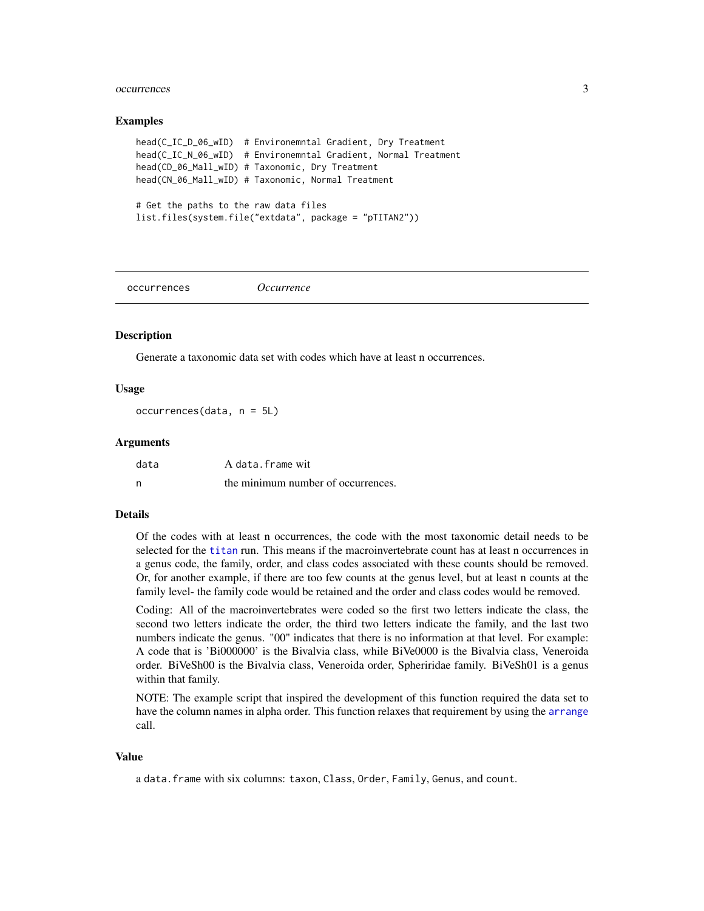### Examples

```
head(C_IC_D_06_wID)  # Environemntal Gradient, Dry Treatment
head(C_IC_N_06_wID)  # Environemntal Gradient, Normal Treatment
head(CD_06_Mall_wID) # Taxonomic, Dry Treatment
head(CN_06_Mall_wID) # Taxonomic, Normal Treatment

# Get the paths to the raw data files
list.files(system.file("extdata", package = "pTITAN2"))
```

---

## occurrences — *Occurrence*

### Description

Generate a taxonomic data set with codes which have at least n occurrences.

### Usage

```
occurrences(data, n = 5L)
```

### Arguments

| | |
|---|---|
| `data` | A `data.frame` wit |
| `n` | the minimum number of occurrences. |

### Details

Of the codes with at least n occurrences, the code with the most taxonomic detail needs to be selected for the `titan` run. This means if the macroinvertebrate count has at least n occurrences in a genus code, the family, order, and class codes associated with these counts should be removed. Or, for another example, if there are too few counts at the genus level, but at least n counts at the family level- the family code would be retained and the order and class codes would be removed.

Coding: All of the macroinvertebrates were coded so the first two letters indicate the class, the second two letters indicate the order, the third two letters indicate the family, and the last two numbers indicate the genus. "00" indicates that there is no information at that level. For example: A code that is 'Bi000000' is the Bivalvia class, while BiVe0000 is the Bivalvia class, Veneroida order. BiVeSh00 is the Bivalvia class, Veneroida order, Spheriridae family. BiVeSh01 is a genus within that family.

NOTE: The example script that inspired the development of this function required the data set to have the column names in alpha order. This function relaxes that requirement by using the `arrange` call.

### Value

a `data.frame` with six columns: `taxon`, `Class`, `Order`, `Family`, `Genus`, and `count`.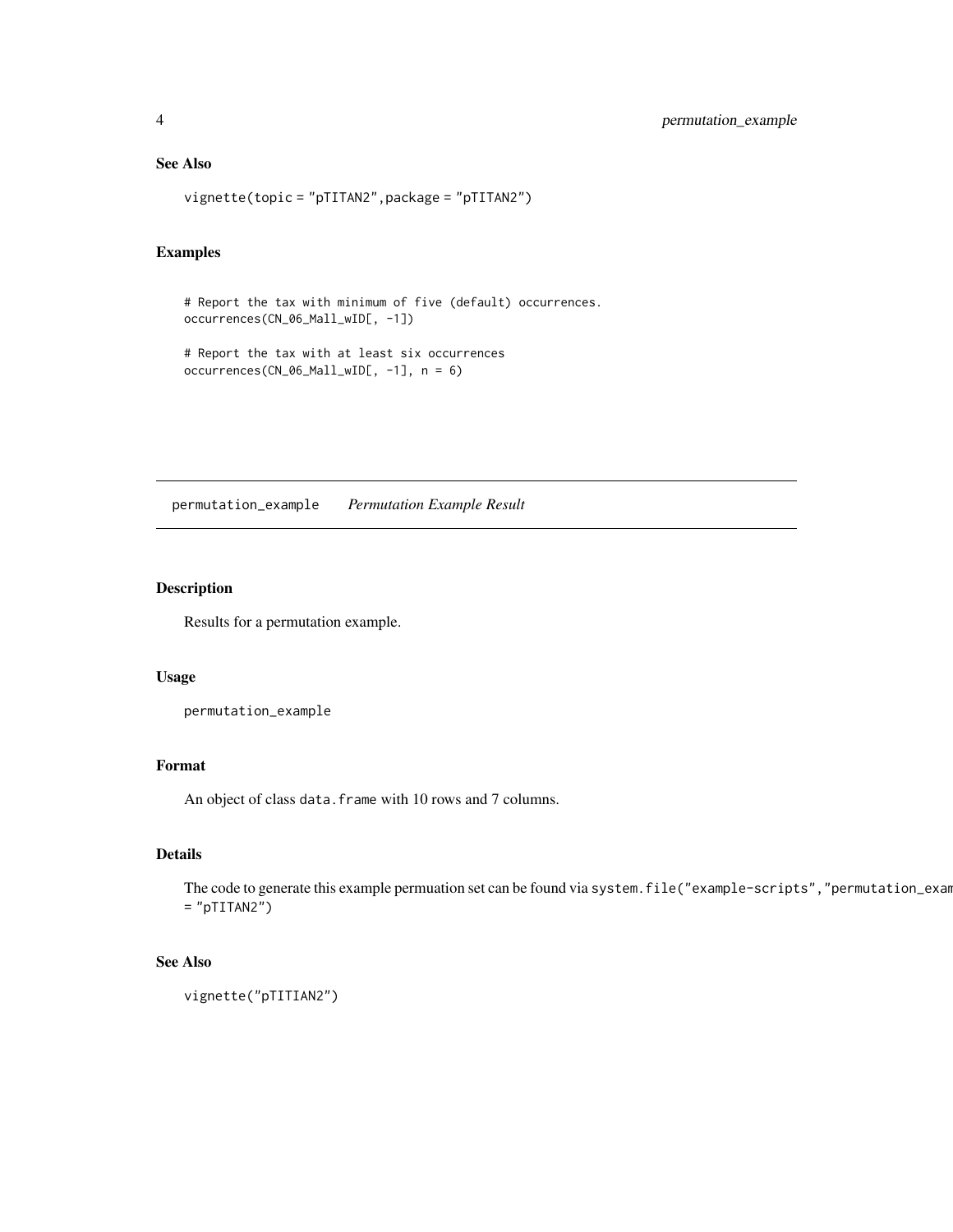### See Also

```
vignette(topic = "pTITAN2",package = "pTITAN2")
```

### Examples

```
# Report the tax with minimum of five (default) occurrences.
occurrences(CN_06_Mall_wID[, -1])

# Report the tax with at least six occurrences
occurrences(CN_06_Mall_wID[, -1], n = 6)
```

---

## permutation_example *Permutation Example Result*

---

### Description

Results for a permutation example.

### Usage

```
permutation_example
```

### Format

An object of class `data.frame` with 10 rows and 7 columns.

### Details

The code to generate this example permuation set can be found via `system.file("example-scripts","permutation_exam = "pTITAN2")`

### See Also

```
vignette("pTITIAN2")
```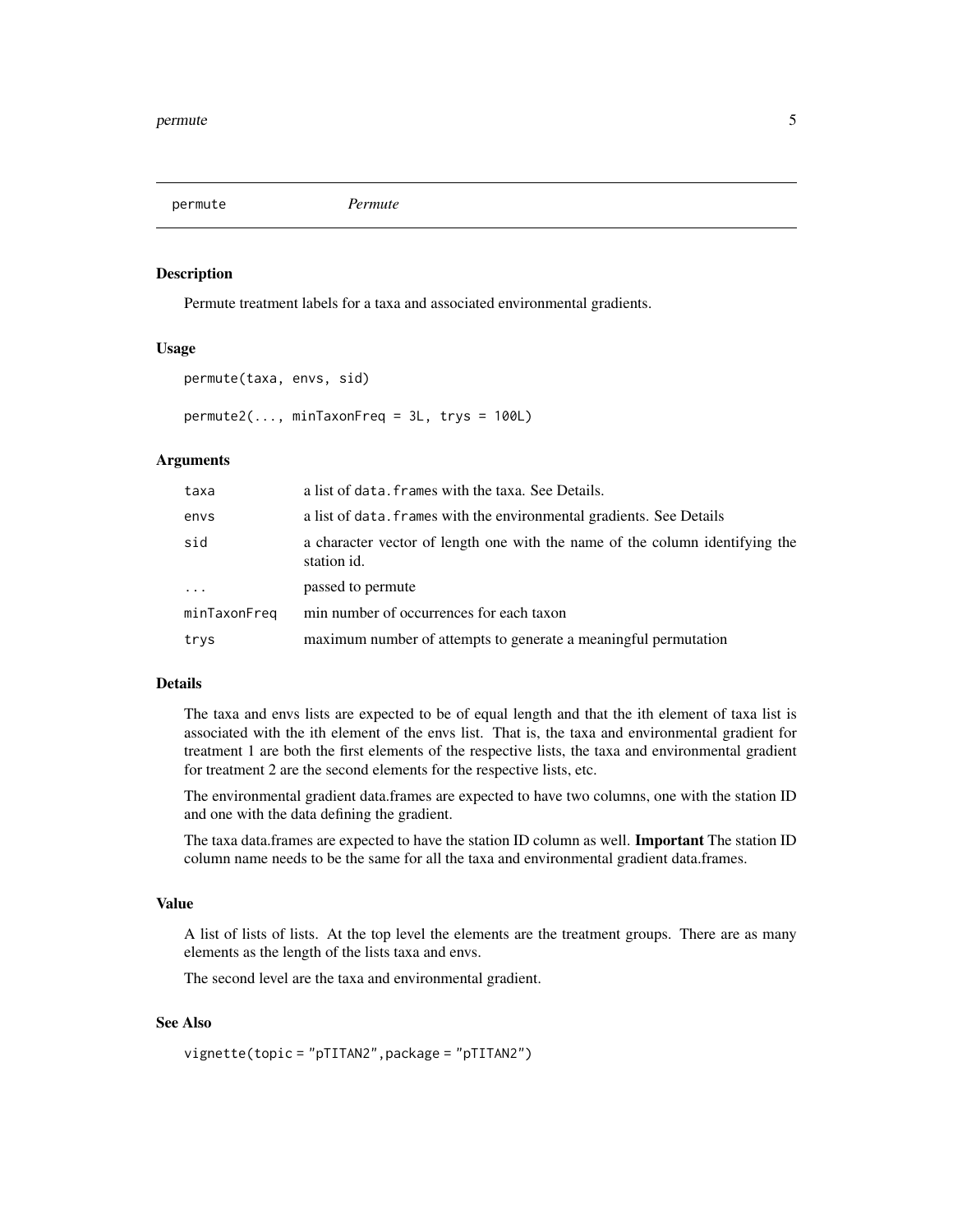permute *Permute*

## Description

Permute treatment labels for a taxa and associated environmental gradients.

## Usage

```
permute(taxa, envs, sid)

permute2(..., minTaxonFreq = 3L, trys = 100L)
```

## Arguments

| | |
|---|---|
| taxa | a list of data.frames with the taxa. See Details. |
| envs | a list of data.frames with the environmental gradients. See Details |
| sid | a character vector of length one with the name of the column identifying the station id. |
| ... | passed to permute |
| minTaxonFreq | min number of occurrences for each taxon |
| trys | maximum number of attempts to generate a meaningful permutation |

## Details

The taxa and envs lists are expected to be of equal length and that the ith element of taxa list is associated with the ith element of the envs list. That is, the taxa and environmental gradient for treatment 1 are both the first elements of the respective lists, the taxa and environmental gradient for treatment 2 are the second elements for the respective lists, etc.

The environmental gradient data.frames are expected to have two columns, one with the station ID and one with the data defining the gradient.

The taxa data.frames are expected to have the station ID column as well. **Important** The station ID column name needs to be the same for all the taxa and environmental gradient data.frames.

## Value

A list of lists of lists. At the top level the elements are the treatment groups. There are as many elements as the length of the lists taxa and envs.

The second level are the taxa and environmental gradient.

## See Also

```
vignette(topic = "pTITAN2",package = "pTITAN2")
```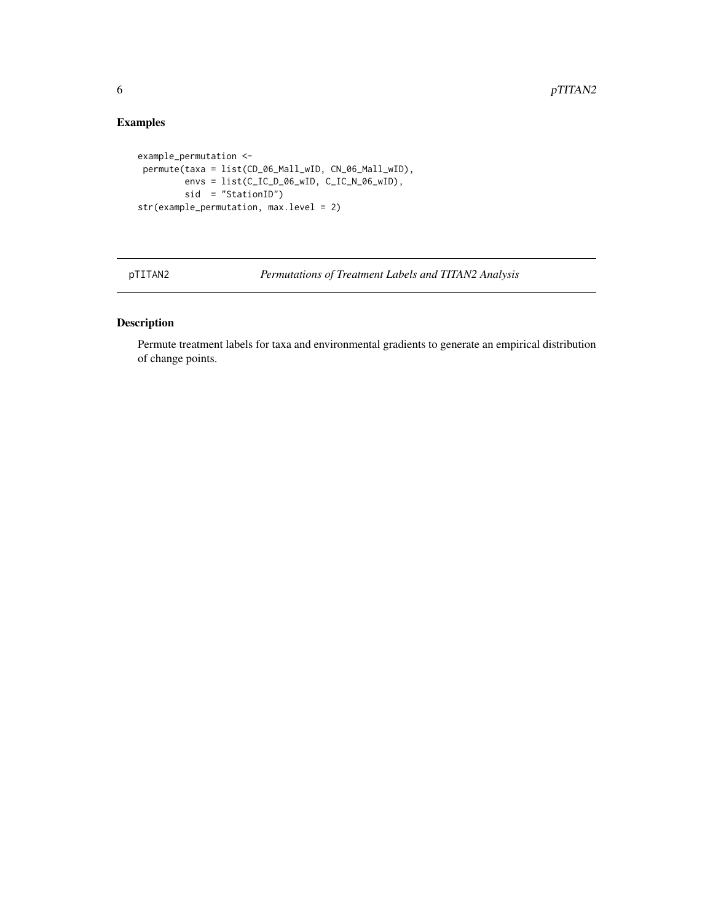## Examples

```
example_permutation <-
 permute(taxa = list(CD_06_Mall_wID, CN_06_Mall_wID),
         envs = list(C_IC_D_06_wID, C_IC_N_06_wID),
         sid  = "StationID")
str(example_permutation, max.level = 2)
```

---

# pTITAN2 — *Permutations of Treatment Labels and TITAN2 Analysis*

## Description

Permute treatment labels for taxa and environmental gradients to generate an empirical distribution of change points.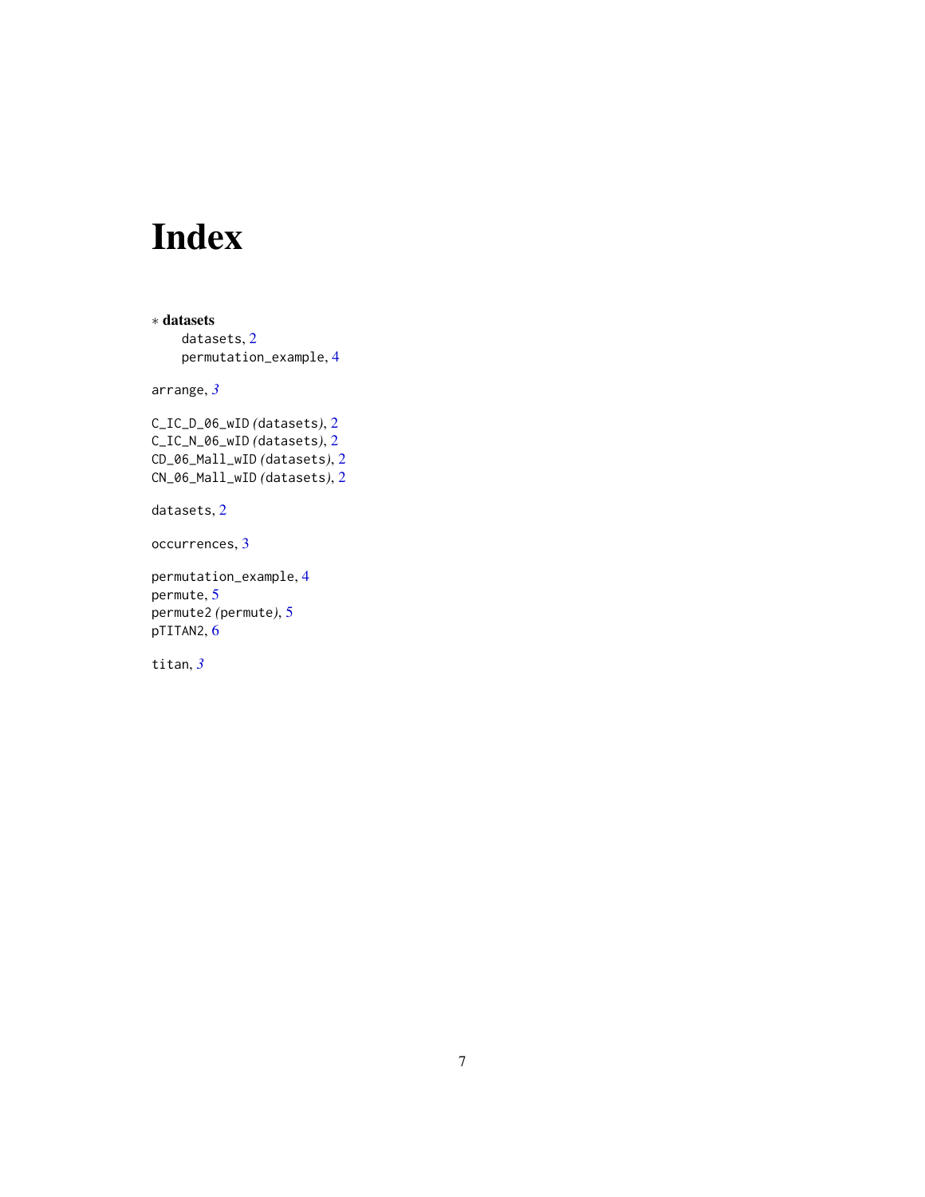# Index

∗ **datasets**

    datasets, 2
    permutation_example, 4

arrange, *3*

C_IC_D_06_wID *(*datasets*)*, 2
C_IC_N_06_wID *(*datasets*)*, 2
CD_06_Mall_wID *(*datasets*)*, 2
CN_06_Mall_wID *(*datasets*)*, 2

datasets, 2

occurrences, 3

permutation_example, 4
permute, 5
permute2 *(*permute*)*, 5
pTITAN2, 6

titan, *3*